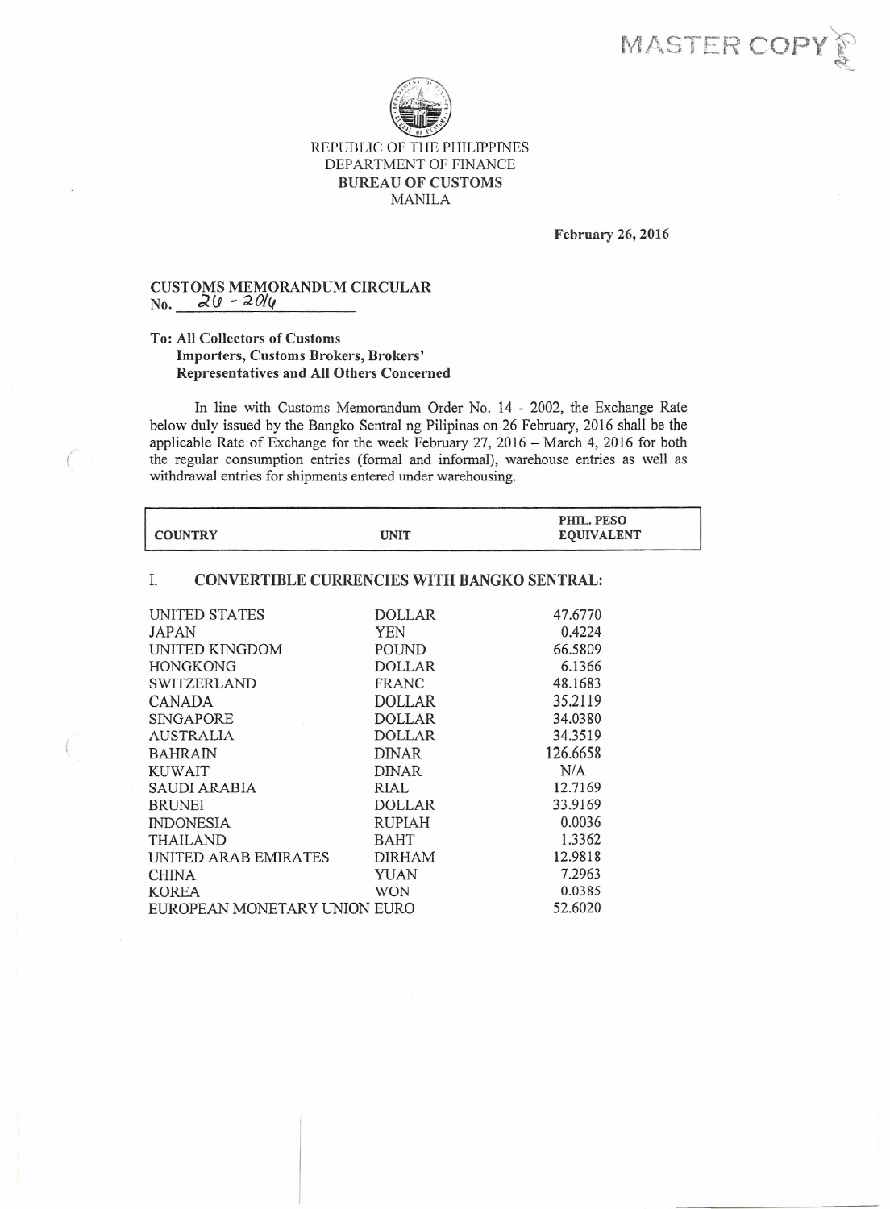MASTER COPY

REPUBLIC OF THE PHILIPPINES
DEPARTMENT OF FINANCE
**BUREAU OF CUSTOMS**
MANILA

**February 26, 2016**

**CUSTOMS MEMORANDUM CIRCULAR**
**No.** 26 - 2016

**To: All Collectors of Customs**
**Importers, Customs Brokers, Brokers' Representatives and All Others Concerned**

In line with Customs Memorandum Order No. 14 - 2002, the Exchange Rate below duly issued by the Bangko Sentral ng Pilipinas on 26 February, 2016 shall be the applicable Rate of Exchange for the week February 27, 2016 – March 4, 2016 for both the regular consumption entries (formal and informal), warehouse entries as well as withdrawal entries for shipments entered under warehousing.

| COUNTRY | UNIT | PHIL. PESO EQUIVALENT |
|---|---|---|
| **I. CONVERTIBLE CURRENCIES WITH BANGKO SENTRAL:** | | |
| UNITED STATES | DOLLAR | 47.6770 |
| JAPAN | YEN | 0.4224 |
| UNITED KINGDOM | POUND | 66.5809 |
| HONGKONG | DOLLAR | 6.1366 |
| SWITZERLAND | FRANC | 48.1683 |
| CANADA | DOLLAR | 35.2119 |
| SINGAPORE | DOLLAR | 34.0380 |
| AUSTRALIA | DOLLAR | 34.3519 |
| BAHRAIN | DINAR | 126.6658 |
| KUWAIT | DINAR | N/A |
| SAUDI ARABIA | RIAL | 12.7169 |
| BRUNEI | DOLLAR | 33.9169 |
| INDONESIA | RUPIAH | 0.0036 |
| THAILAND | BAHT | 1.3362 |
| UNITED ARAB EMIRATES | DIRHAM | 12.9818 |
| CHINA | YUAN | 7.2963 |
| KOREA | WON | 0.0385 |
| EUROPEAN MONETARY UNION | EURO | 52.6020 |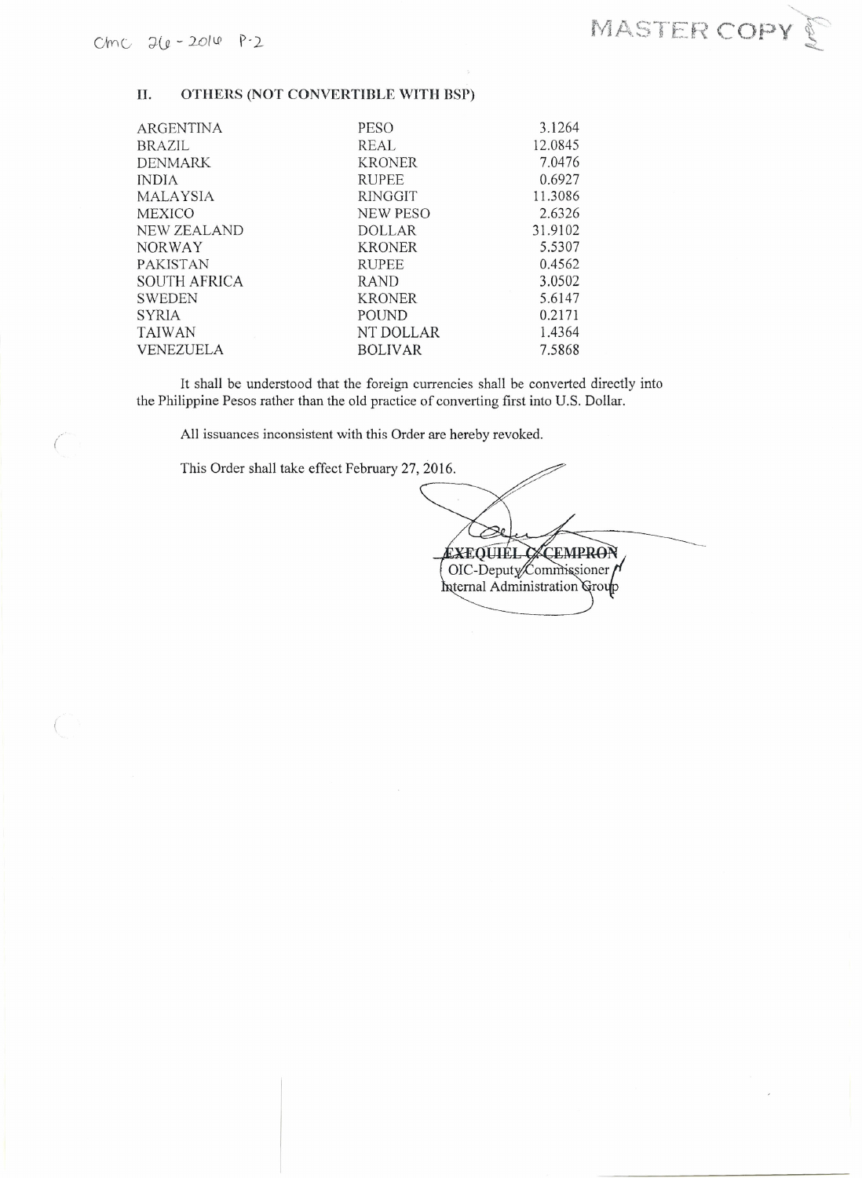## II. OTHERS (NOT CONVERTIBLE WITH BSP)

| | | |
|---|---|---|
| ARGENTINA | PESO | 3.1264 |
| BRAZIL | REAL | 12.0845 |
| DENMARK | KRONER | 7.0476 |
| INDIA | RUPEE | 0.6927 |
| MALAYSIA | RINGGIT | 11.3086 |
| MEXICO | NEW PESO | 2.6326 |
| NEW ZEALAND | DOLLAR | 31.9102 |
| NORWAY | KRONER | 5.5307 |
| PAKISTAN | RUPEE | 0.4562 |
| SOUTH AFRICA | RAND | 3.0502 |
| SWEDEN | KRONER | 5.6147 |
| SYRIA | POUND | 0.2171 |
| TAIWAN | NT DOLLAR | 1.4364 |
| VENEZUELA | BOLIVAR | 7.5868 |

It shall be understood that the foreign currencies shall be converted directly into the Philippine Pesos rather than the old practice of converting first into U.S. Dollar.

All issuances inconsistent with this Order are hereby revoked.

This Order shall take effect February 27, 2016.

**EXEQUIEL C. CEMPRON**
OIC-Deputy Commissioner
Internal Administration Group